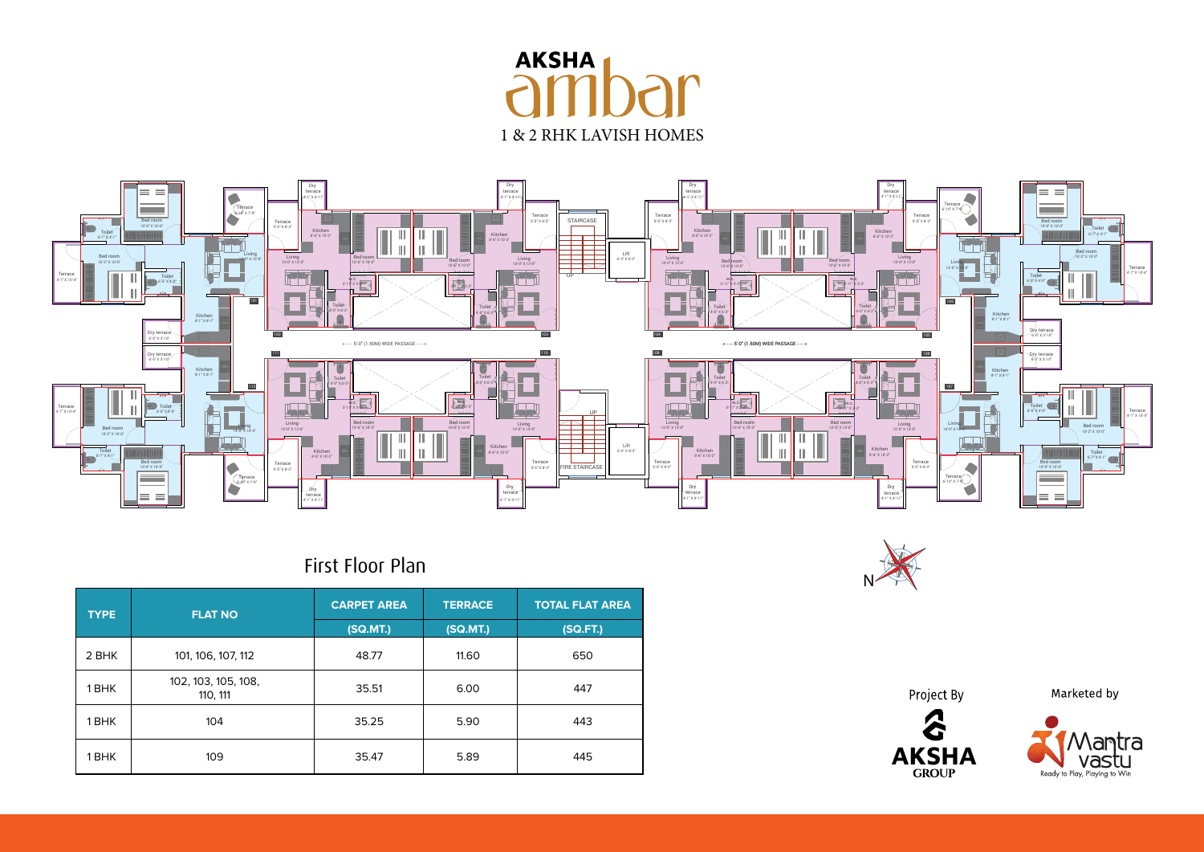# AKSHA ambar

1 & 2 RHK LAVISH HOMES

## First Floor Plan

| TYPE | FLAT NO | CARPET AREA | TERRACE | TOTAL FLAT AREA |
|---|---|---|---|---|
| | | (SQ.MT.) | (SQ.MT.) | (SQ.FT.) |
| 2 BHK | 101, 106, 107, 112 | 48.77 | 11.60 | 650 |
| 1 BHK | 102, 103, 105, 108, 110, 111 | 35.51 | 6.00 | 447 |
| 1 BHK | 104 | 35.25 | 5.90 | 443 |
| 1 BHK | 109 | 35.47 | 5.89 | 445 |

Project By

AKSHA GROUP

Marketed by

Mantra vastu

Ready to Play, Playing to Win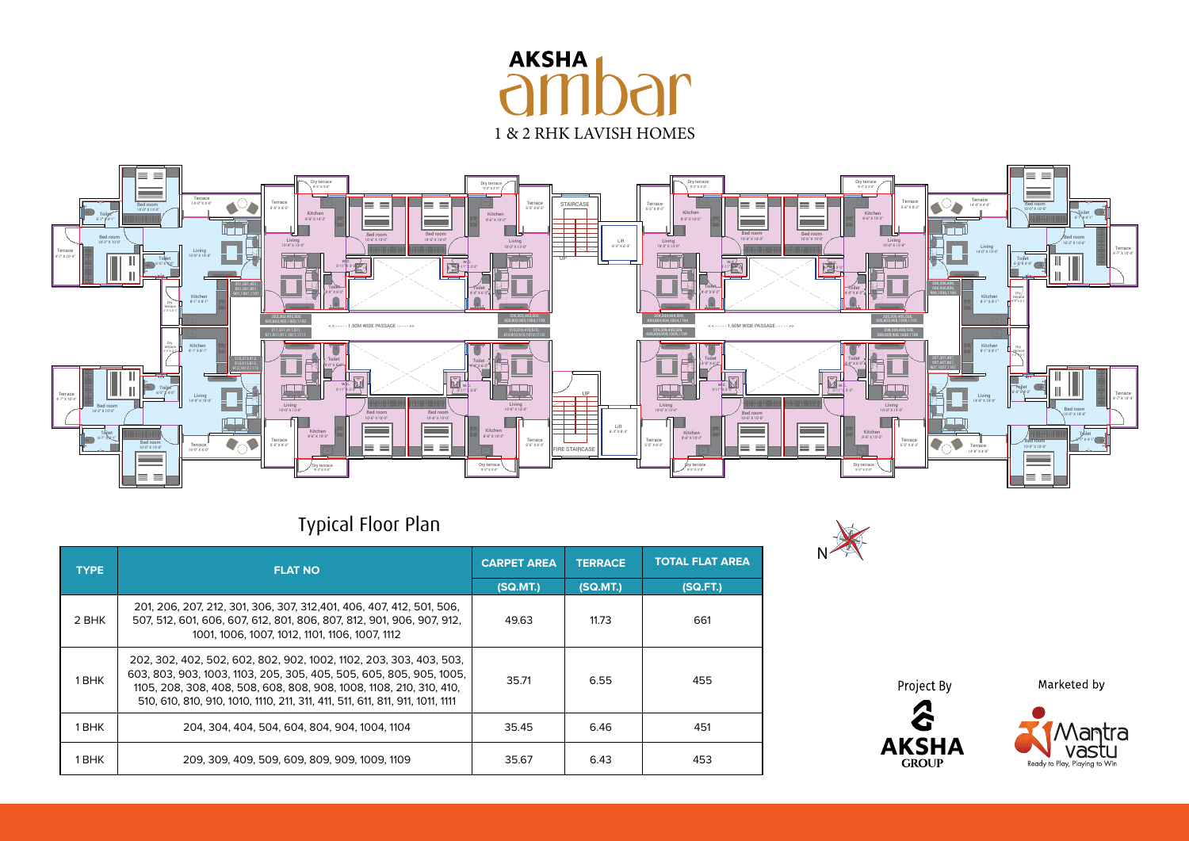# AKSHA ambar

1 & 2 RHK LAVISH HOMES

## Typical Floor Plan

| TYPE | FLAT NO | CARPET AREA | TERRACE | TOTAL FLAT AREA |
|---|---|---|---|---|
| | | (SQ.MT.) | (SQ.MT.) | (SQ.FT.) |
| 2 BHK | 201, 206, 207, 212, 301, 306, 307, 312,401, 406, 407, 412, 501, 506, 507, 512, 601, 606, 607, 612, 801, 806, 807, 812, 901, 906, 907, 912, 1001, 1006, 1007, 1012, 1101, 1106, 1007, 1112 | 49.63 | 11.73 | 661 |
| 1 BHK | 202, 302, 402, 502, 602, 802, 902, 1002, 1102, 203, 303, 403, 503, 603, 803, 903, 1003, 1103, 205, 305, 405, 505, 605, 805, 905, 1005, 1105, 208, 308, 408, 508, 608, 808, 908, 1008, 1108, 210, 310, 410, 510, 610, 810, 910, 1010, 1110, 211, 311, 411, 511, 611, 811, 911, 1011, 1111 | 35.71 | 6.55 | 455 |
| 1 BHK | 204, 304, 404, 504, 604, 804, 904, 1004, 1104 | 35.45 | 6.46 | 451 |
| 1 BHK | 209, 309, 409, 509, 609, 809, 909, 1009, 1109 | 35.67 | 6.43 | 453 |

Project By

AKSHA GROUP

Marketed by

Mantra vastu

Ready to Play, Playing to Win